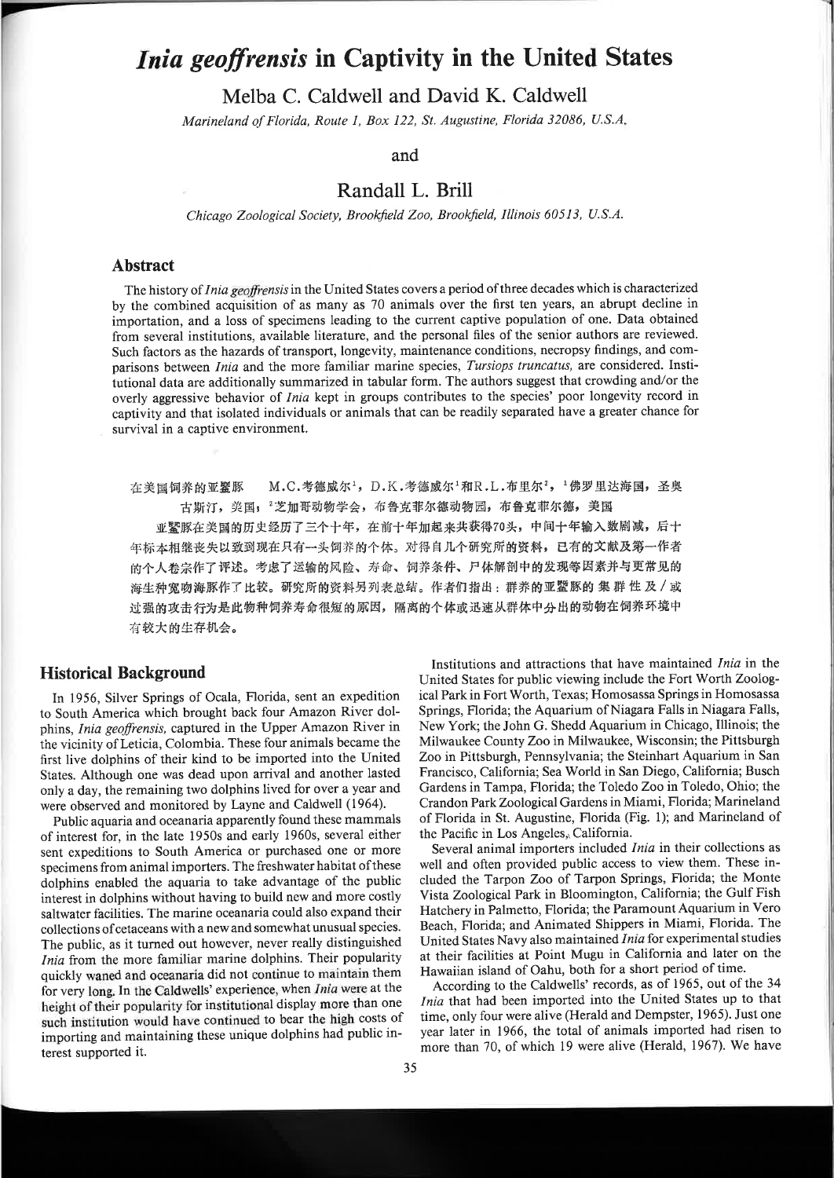# *Inia geoffrensis* in Captivity in the United States

Melba C. Caldwell and David K. Caldwell

*Marineland of Florida, Route 1, Box 122, St. Augustine, Florida 32086, U.S.A.*

and

Randall L. Brill

*Chicago Zoological Society, Brookfield Zoo, Brookfield, Illinois 60513, U.S.A.*

## Abstract

The history of *Inia geoffrensis* in the United States covers a period of three decades which is characterized by the combined acquisition of as many as 70 animals over the first ten years, an abrupt decline in importation, and a loss of specimens leading to the current captive population of one. Data obtained from several institutions, available literature, and the personal files of the senior authors are reviewed. Such factors as the hazards of transport, longevity, maintenance conditions, necropsy findings, and comparisons between *Inia* and the more familiar marine species, *Tursiops truncatus*, are considered. Institutional data are additionally summarized in tabular form. The authors suggest that crowding and/or the overly aggressive behavior of *Inia* kept in groups contributes to the species' poor longevity record in captivity and that isolated individuals or animals that can be readily separated have a greater chance for survival in a captive environment.

在美国饲养的亚鳘豚　M.C.考德威尔[1]，D.K.考德威尔[1]和R.L.布里尔[2]，[1]佛罗里达海国，圣奥古斯汀，美国；[2]芝加哥动物学会，布鲁克菲尔德动物园，布鲁克菲尔德，美国

亚鳘豚在美国的历史经历了三个十年，在前十年加起来共获得70头，中间十年输入数剧减，后十年标本相继丧失以致到现在只有一头饲养的个体。对得自几个研究所的资料，已有的文献及第一作者的个人卷宗作了评述。考虑了运输的风险、寿命、饲养条件、尸体解剖中的发现等因素并与更常见的海生种宽吻海豚作了比较。研究所的资料另列表总结。作者们指出：群养的亚鳘豚的集群性及/或过强的攻击行为是此物种饲养寿命很短的原因，隔离的个体或迅速从群体中分出的动物在饲养环境中有较大的生存机会。

## Historical Background

In 1956, Silver Springs of Ocala, Florida, sent an expedition to South America which brought back four Amazon River dolphins, *Inia geoffrensis*, captured in the Upper Amazon River in the vicinity of Leticia, Colombia. These four animals became the first live dolphins of their kind to be imported into the United States. Although one was dead upon arrival and another lasted only a day, the remaining two dolphins lived for over a year and were observed and monitored by Layne and Caldwell (1964).

Public aquaria and oceanaria apparently found these mammals of interest for, in the late 1950s and early 1960s, several either sent expeditions to South America or purchased one or more specimens from animal importers. The freshwater habitat of these dolphins enabled the aquaria to take advantage of the public interest in dolphins without having to build new and more costly saltwater facilities. The marine oceanaria could also expand their collections of cetaceans with a new and somewhat unusual species. The public, as it turned out however, never really distinguished *Inia* from the more familiar marine dolphins. Their popularity quickly waned and aquaria and oceanaria did not continue to maintain them for very long. In the Caldwells' experience, when *Inia* were at the height of their popularity for institutional display more than one such institution would have continued to bear the high costs of importing and maintaining these unique dolphins had public interest supported it.

Institutions and attractions that have maintained *Inia* in the United States for public viewing include the Fort Worth Zoological Park in Fort Worth, Texas; Homosassa Springs in Homosassa Springs, Florida; the Aquarium of Niagara Falls in Niagara Falls, New York; the John G. Shedd Aquarium in Chicago, Illinois; the Milwaukee County Zoo in Milwaukee, Wisconsin; the Pittsburgh Zoo in Pittsburgh, Pennsylvania; the Steinhart Aquarium in San Francisco, California; Sea World in San Diego, California; Busch Gardens in Tampa, Florida; the Toledo Zoo in Toledo, Ohio; the Crandon Park Zoological Gardens in Miami, Florida; Marineland of Florida in St. Augustine, Florida (Fig. 1); and Marineland of the Pacific in Los Angeles, California.

Several animal importers included *Inia* in their collections as well and often provided public access to view them. These included the Tarpon Zoo of Tarpon Springs, Florida; the Monte Vista Zoological Park in Bloomington, California; the Gulf Fish Hatchery in Palmetto, Florida; the Paramount Aquarium in Vero Beach, Florida; and Animated Shippers in Miami, Florida. The United States Navy also maintained *Inia* for experimental studies at their facilities at Point Mugu in California and later on the Hawaiian island of Oahu, both for a short period of time.

According to the Caldwells' records, as of 1965, out of the 34 *Inia* that had been imported into the United States up to that time, only four were alive (Herald and Dempster, 1965). Just one year later in 1966, the total of animals imported had risen to more than 70, of which 19 were alive (Herald, 1967). We have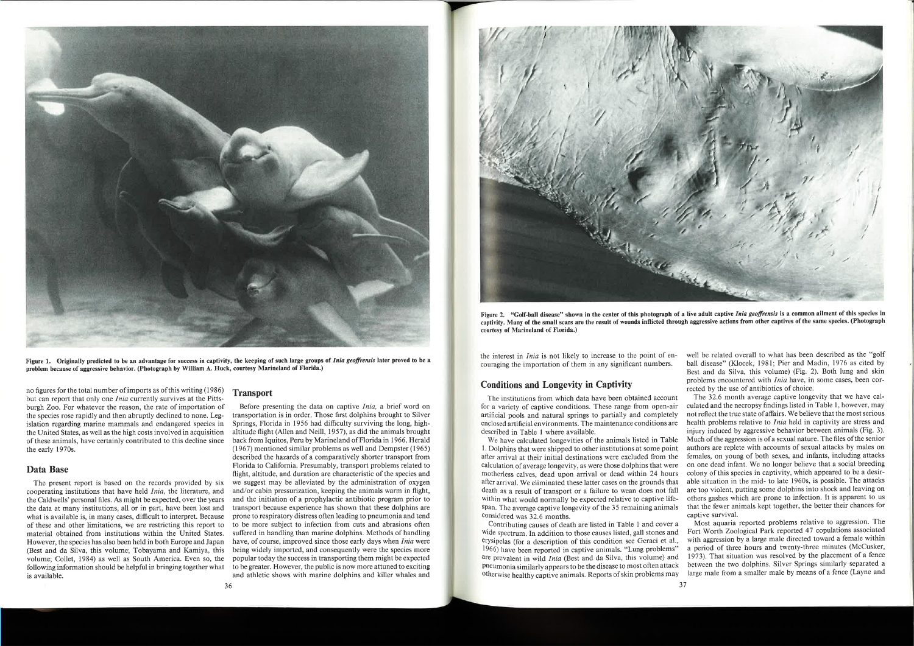Figure 1. Originally predicted to be an advantage for success in captivity, the keeping of such large groups of *Inia geoffrensis* later proved to be a problem because of aggressive behavior. (Photograph by William A. Huck, courtesy Marineland of Florida.)

no figures for the total number of imports as of this writing (1986) but can report that only one *Inia* currently survives at the Pittsburgh Zoo. For whatever the reason, the rate of importation of the species rose rapidly and then abruptly declined to none. Legislation regarding marine mammals and endangered species in the United States, as well as the high costs involved in acquisition of these animals, have certainly contributed to this decline since the early 1970s.

## Data Base

The present report is based on the records provided by six cooperating institutions that have held *Inia*, the literature, and the Caldwells' personal files. As might be expected, over the years the data at many institutions, all or in part, have been lost and what is available is, in many cases, difficult to interpret. Because of these and other limitations, we are restricting this report to material obtained from institutions within the United States. However, the species has also been held in both Europe and Japan (Best and da Silva, this volume; Tobayama and Kamiya, this volume; Collet, 1984) as well as South America. Even so, the following information should be helpful in bringing together what is available.

## Transport

Before presenting the data on captive *Inia*, a brief word on transportation is in order. Those first dolphins brought to Silver Springs, Florida in 1956 had difficulty surviving the long, high-altitude flight (Allen and Neill, 1957), as did the animals brought back from Iquitos, Peru by Marineland of Florida in 1966. Herald (1967) mentioned similar problems as well and Dempster (1965) described the hazards of a comparatively shorter transport from Florida to California. Presumably, transport problems related to flight, altitude, and duration are characteristic of the species and we suggest may be alleviated by the administration of oxygen and/or cabin pressurization, keeping the animals warm in flight, and the initiation of a prophylactic antibiotic program prior to transport because experience has shown that these dolphins are prone to respiratory distress often leading to pneumonia and tend to be more subject to infection from cuts and abrasions often suffered in handling than marine dolphins. Methods of handling have, of course, improved since those early days when *Inia* were being widely imported, and consequently were the species more popular today the success in transporting them might be expected to be greater. However, the public is now more attuned to exciting and athletic shows with marine dolphins and killer whales and the interest in *Inia* is not likely to increase to the point of encouraging the importation of them in any significant numbers.

Figure 2. "Golf-ball disease" shown in the center of this photograph of a live adult captive *Inia geoffrensis* is a common ailment of this species in captivity. Many of the small scars are the result of wounds inflicted through aggressive actions from other captives of the same species. (Photograph courtesy of Marineland of Florida.)

## Conditions and Longevity in Captivity

The institutions from which data have been obtained account for a variety of captive conditions. These range from open-air artificial pools and natural springs to partially and completely enclosed artificial environments. The maintenance conditions are described in Table 1 where available.

We have calculated longevities of the animals listed in Table 1. Dolphins that were shipped to other institutions at some point after arrival at their initial destinations were excluded from the calculation of average longevity, as were those dolphins that were motherless calves, dead upon arrival or dead within 24 hours after arrival. We eliminated these latter cases on the grounds that death as a result of transport or a failure to wean does not fall within what would normally be expected relative to captive lifespan. The average captive longevity of the 35 remaining animals considered was 32.6 months.

Contributing causes of death are listed in Table 1 and cover a wide spectrum. In addition to those causes listed, gall stones and erysipelas (for a description of this condition see Geraci et al., 1966) have been reported in captive animals. "Lung problems" are prevalent in wild *Inia* (Best and da Silva, this volume) and pneumonia similarly appears to be the disease to most often attack otherwise healthy captive animals. Reports of skin problems may well be related overall to what has been described as the "golf ball disease" (Klocek, 1981; Pier and Madin, 1976 as cited by Best and da Silva, this volume) (Fig. 2). Both lung and skin problems encountered with *Inia* have, in some cases, been corrected by the use of antibiotics of choice.

The 32.6 month average captive longevity that we have calculated and the necropsy findings listed in Table 1, however, may not reflect the true state of affairs. We believe that the most serious health problems relative to *Inia* held in captivity are stress and injury induced by aggressive behavior between animals (Fig. 3). Much of the aggression is of a sexual nature. The files of the senior authors are replete with accounts of sexual attacks by males on females, on young of both sexes, and infants, including attacks on one dead infant. We no longer believe that a social breeding colony of this species in captivity, which appeared to be a desirable situation in the mid- to late 1960s, is possible. The attacks are too violent, putting some dolphins into shock and leaving on others gashes which are prone to infection. It is apparent to us that the fewer animals kept together, the better their chances for captive survival.

Most aquaria reported problems relative to aggression. The Fort Worth Zoological Park reported 47 copulations associated with aggression by a large male directed toward a female within a period of three hours and twenty-three minutes (McCusker, 1973). That situation was resolved by the placement of a fence between the two dolphins. Silver Springs similarly separated a large male from a smaller male by means of a fence (Layne and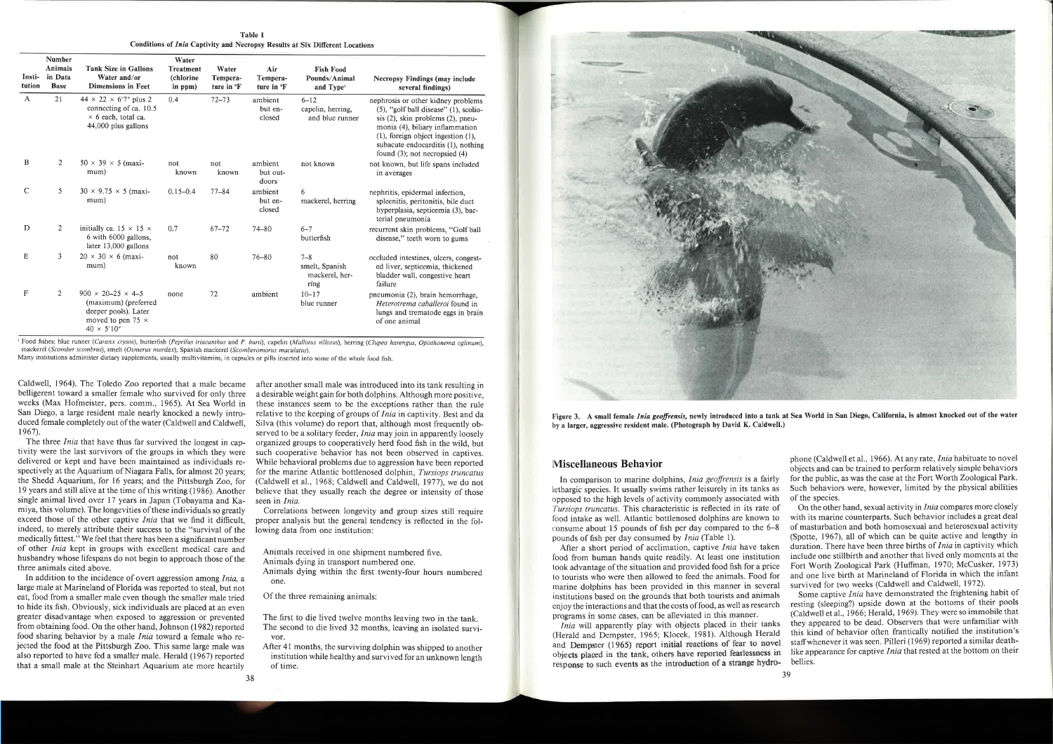Table 1
Conditions of *Inia* Captivity and Necropsy Results at Six Different Locations

| Institution | Number Animals in Data Base | Tank Size in Gallons Water and/or Dimensions in Feet | Water Treatment (chlorine in ppm) | Water Temperature in °F | Air Temperature in °F | Fish Food Pounds/Animal and Type[1] | Necropsy Findings (may include several findings) |
|---|---|---|---|---|---|---|---|
| A | 21 | 44 × 22 × 6'7" plus 2 connecting of ca. 10.5 × 6 each, total ca. 44,000 plus gallons | 0.4 | 72–73 | ambient but enclosed | 6–12 capelin, herring, and blue runner | nephrosis or other kidney problems (5), "golf ball disease" (1), scoliosis (2), skin problems (2), pneumonia (4), biliary inflammation (1), foreign object ingestion (1), subacute endocarditis (1), nothing found (3); not necropsied (4) |
| B | 2 | 50 × 39 × 5 (maximum) | not known | not known | ambient but outdoors | not known | not known, but life spans included in averages |
| C | 5 | 30 × 9.75 × 5 (maximum) | 0.15–0.4 | 77–84 | ambient but enclosed | 6 mackerel, herring | nephritis, epidermal infection, splecnitis, peritonitis, bile duct hyperplasia, septicemia (3), bacterial pneumonia |
| D | 2 | initially ca. 15 × 15 × 6 with 6000 gallons, later 13,000 gallons | 0.7 | 67–72 | 74–80 | 6–7 butterfish | recurrent skin problems, "Golf ball disease," teeth worn to gums |
| E | 3 | 20 × 30 × 6 (maximum) | not known | 80 | 76–80 | 7–8 smelt, Spanish mackerel, herring | occluded intestines, ulcers, congested liver, septicemia, thickened bladder wall, congestive heart failure |
| F | 2 | 900 × 20–25 × 4–5 (maximum) (preferred deeper pools). Later moved to pen 75 × 40 × 5'10" | none | 72 | ambient | 10–17 blue runner | pneumonia (2), brain hemorrhage, *Heterotrema caballeroi* found in lungs and trematode eggs in brain of one animal |

[1] Food fishes: blue runner (*Caranx crysos*), butterfish (*Peprilus triacanthus* and *P. burti*), capelin (*Mallotus villosus*), herring (*Clupea harengus*, *Opisthonema oglinum*), mackerel (*Scomber scombrus*), smelt (*Osmerus mordax*), Spanish mackerel (*Scomberomorus maculatus*).
Many institutions administer dietary supplements, usually multivitamins, in capsules or pills inserted into some of the whole food fish.

Caldwell, 1964). The Toledo Zoo reported that a male became belligerent toward a smaller female who survived for only three weeks (Max Hofmeister, pers. comm., 1965). At Sea World in San Diego, a large resident male nearly knocked a newly introduced female completely out of the water (Caldwell and Caldwell, 1967).

The three *Inia* that have thus far survived the longest in captivity were the last survivors of the groups in which they were delivered or kept and have been maintained as individuals respectively at the Aquarium of Niagara Falls, for almost 20 years; the Shedd Aquarium, for 16 years; and the Pittsburgh Zoo, for 19 years and still alive at the time of this writing (1986). Another single animal lived over 17 years in Japan (Tobayama and Kamiya, this volume). The longevities of these individuals so greatly exceed those of the other captive *Inia* that we find it difficult, indeed, to merely attribute their success to the "survival of the medically fittest." We feel that there has been a significant number of other *Inia* kept in groups with excellent medical care and husbandry whose lifespans do not begin to approach those of the three animals cited above.

In addition to the incidence of overt aggression among *Inia*, a large male at Marineland of Florida was reported to steal, but not eat, food from a smaller male even though the smaller male tried to hide its fish. Obviously, sick individuals are placed at an even greater disadvantage when exposed to aggression or prevented from obtaining food. On the other hand, Johnson (1982) reported food sharing behavior by a male *Inia* toward a female who rejected the food at the Pittsburgh Zoo. This same large male was also reported to have fed a smaller male. Herald (1967) reported that a small male at the Steinhart Aquarium ate more heartily after another small male was introduced into its tank resulting in a desirable weight gain for both dolphins. Although more positive, these instances seem to be the exceptions rather than the rule relative to the keeping of groups of *Inia* in captivity. Best and da Silva (this volume) do report that, although most frequently observed to be a solitary feeder, *Inia* may join in apparently loosely organized groups to cooperatively herd food fish in the wild, but such cooperative behavior has not been observed in captives. While behavioral problems due to aggression have been reported for the marine Atlantic bottlenosed dolphin, *Tursiops truncatus* (Caldwell et al., 1968; Caldwell and Caldwell, 1977), we do not believe that they usually reach the degree or intensity of those seen in *Inia*.

Correlations between longevity and group sizes still require proper analysis but the general tendency is reflected in the following data from one institution:

Animals received in one shipment numbered five.
Animals dying in transport numbered one.
Animals dying within the first twenty-four hours numbered one.

Of the three remaining animals:

The first to die lived twelve months leaving two in the tank.
The second to die lived 32 months, leaving an isolated survivor.
After 41 months, the surviving dolphin was shipped to another institution while healthy and survived for an unknown length of time.

**Figure 3. A small female *Inia geoffrensis*, newly introduced into a tank at Sea World in San Diego, California, is almost knocked out of the water by a larger, aggressive resident male. (Photograph by David K. Caldwell.)**

## Miscellaneous Behavior

In comparison to marine dolphins, *Inia geoffrensis* is a fairly lethargic species. It usually swims rather leisurely in its tanks as opposed to the high levels of activity commonly associated with *Tursiops truncatus*. This characteristic is reflected in its rate of food intake as well. Atlantic bottlenosed dolphins are known to consume about 15 pounds of fish per day compared to the 6–8 pounds of fish per day consumed by *Inia* (Table 1).

After a short period of acclimation, captive *Inia* have taken food from human hands quite readily. At least one institution took advantage of the situation and provided food fish for a price to tourists who were then allowed to feed the animals. Food for marine dolphins has been provided in this manner in several institutions based on the grounds that both tourists and animals enjoy the interactions and that the costs of food, as well as research programs in some cases, can be alleviated in this manner.

*Inia* will apparently play with objects placed in their tanks (Herald and Dempster, 1965; Klocek, 1981). Although Herald and Dempster (1965) report initial reactions of fear to novel objects placed in the tank, others have reported fearlessness in response to such events as the introduction of a strange hydrophone (Caldwell et al., 1966). At any rate, *Inia* habituate to novel objects and can be trained to perform relatively simple behaviors for the public, as was the case at the Fort Worth Zoological Park. Such behaviors were, however, limited by the physical abilities of the species.

On the other hand, sexual activity in *Inia* compares more closely with its marine counterparts. Such behavior includes a great deal of masturbation and both homosexual and heterosexual activity (Spotte, 1967), all of which can be quite active and lengthy in duration. There have been three births of *Inia* in captivity which include one stillbirth and another that lived only moments at the Fort Worth Zoological Park (Huffman, 1970; McCusker, 1973) and one live birth at Marineland of Florida in which the infant survived for two weeks (Caldwell and Caldwell, 1972).

Some captive *Inia* have demonstrated the frightening habit of resting (sleeping?) upside down at the bottoms of their pools (Caldwell et al., 1966; Herald, 1969). They were so immobile that they appeared to be dead. Observers that were unfamiliar with this kind of behavior often frantically notified the institution's staff whenever it was seen. Pilleri (1969) reported a similar death-like appearance for captive *Inia* that rested at the bottom on their bellies.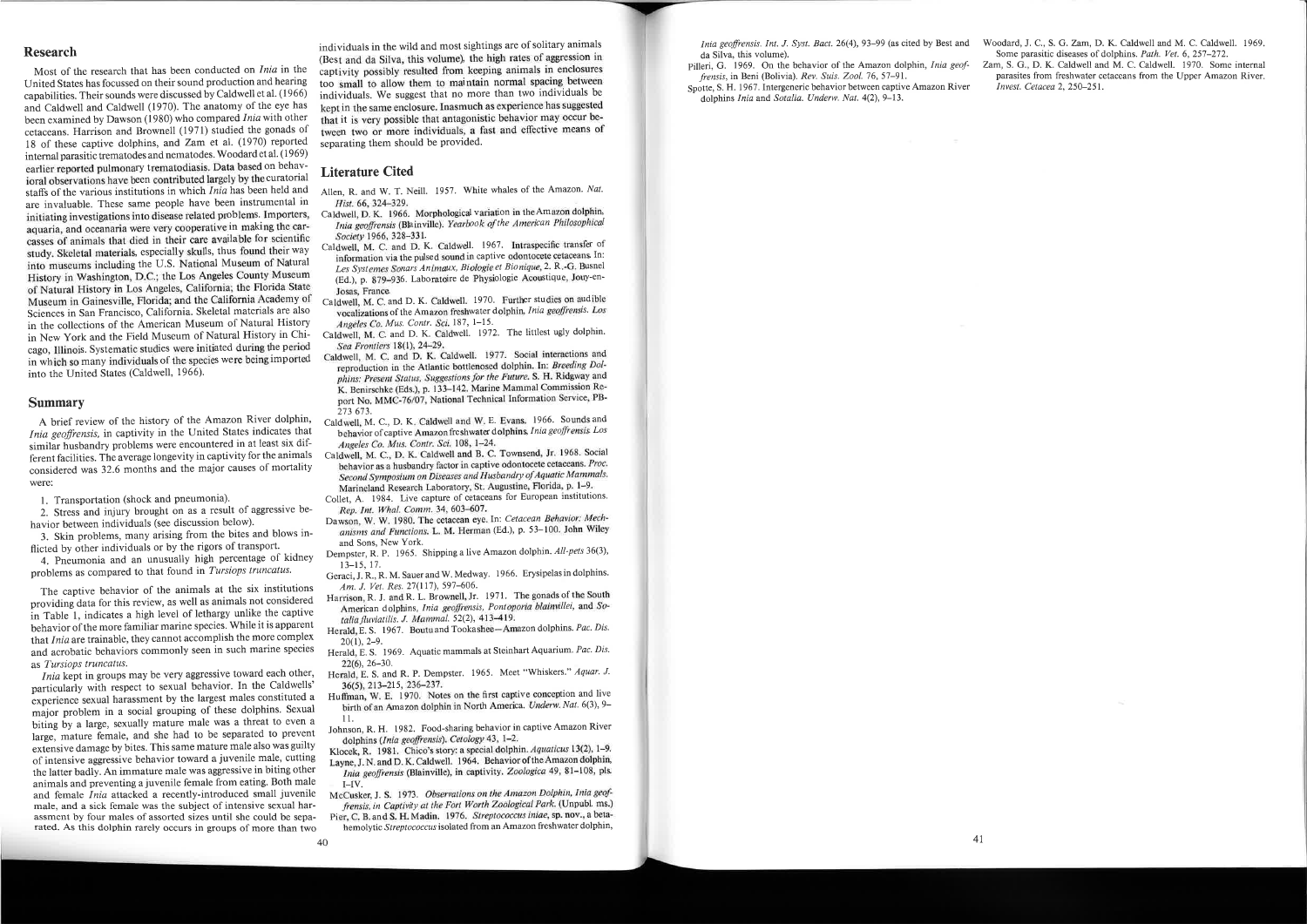## Research

Most of the research that has been conducted on *Inia* in the United States has focussed on their sound production and hearing capabilities. Their sounds were discussed by Caldwell et al. (1966) and Caldwell and Caldwell (1970). The anatomy of the eye has been examined by Dawson (1980) who compared *Inia* with other cetaceans. Harrison and Brownell (1971) studied the gonads of 18 of these captive dolphins, and Zam et al. (1970) reported internal parasitic trematodes and nematodes. Woodard et al. (1969) earlier reported pulmonary trematodiasis. Data based on behavioral observations have been contributed largely by the curatorial staffs of the various institutions in which *Inia* has been held and are invaluable. These same people have been instrumental in initiating investigations into disease related problems. Importers, aquaria, and oceanaria were very cooperative in making the carcasses of animals that died in their care available for scientific study. Skeletal materials, especially skulls, thus found their way into museums including the U.S. National Museum of Natural History in Washington, D.C.; the Los Angeles County Museum of Natural History in Los Angeles, California; the Florida State Museum in Gainesville, Florida; and the California Academy of Sciences in San Francisco, California. Skeletal materials are also in the collections of the American Museum of Natural History in New York and the Field Museum of Natural History in Chicago, Illinois. Systematic studies were initiated during the period in which so many individuals of the species were being imported into the United States (Caldwell, 1966).

## Summary

A brief review of the history of the Amazon River dolphin, *Inia geoffrensis*, in captivity in the United States indicates that similar husbandry problems were encountered in at least six different facilities. The average longevity in captivity for the animals considered was 32.6 months and the major causes of mortality were:

1. Transportation (shock and pneumonia).
2. Stress and injury brought on as a result of aggressive behavior between individuals (see discussion below).
3. Skin problems, many arising from the bites and blows inflicted by other individuals or by the rigors of transport.
4. Pneumonia and an unusually high percentage of kidney problems as compared to that found in *Tursiops truncatus*.

The captive behavior of the animals at the six institutions providing data for this review, as well as animals not considered in Table 1, indicates a high level of lethargy unlike the captive behavior of the more familiar marine species. While it is apparent that *Inia* are trainable, they cannot accomplish the more complex and acrobatic behaviors commonly seen in such marine species as *Tursiops truncatus*.

*Inia* kept in groups may be very aggressive toward each other, particularly with respect to sexual behavior. In the Caldwells' experience sexual harassment by the largest males constituted a major problem in a social grouping of these dolphins. Sexual biting by a large, sexually mature male was a threat to even a large, mature female, and she had to be separated to prevent extensive damage by bites. This same mature male also was guilty of intensive aggressive behavior toward a juvenile male, cutting the latter badly. An immature male was aggressive in biting other animals and preventing a juvenile female from eating. Both male and female *Inia* attacked a recently-introduced small juvenile male, and a sick female was the subject of intensive sexual harassment by four males of assorted sizes until she could be separated. As this dolphin rarely occurs in groups of more than two individuals in the wild and most sightings are of solitary animals (Best and da Silva, this volume), the high rates of aggression in captivity possibly resulted from keeping animals in enclosures too small to allow them to maintain normal spacing between individuals. We suggest that no more than two individuals be kept in the same enclosure. Inasmuch as experience has suggested that it is very possible that antagonistic behavior may occur between two or more individuals, a fast and effective means of separating them should be provided.

## Literature Cited

Allen, R. and W. T. Neill. 1957. White whales of the Amazon. *Nat. Hist.* 66, 324–329.

Caldwell, D. K. 1966. Morphological variation in the Amazon dolphin, *Inia geoffrensis* (Blainville). *Yearbook of the American Philosophical Society* 1966, 328–331.

Caldwell, M. C. and D. K. Caldwell. 1967. Intraspecific transfer of information via the pulsed sound in captive odontocete cetaceans. In: *Les Systemes Sonars Animaux, Biologie et Bionique*, 2. R.-G. Busnel (Ed.), p. 879–936. Laboratoire de Physiologie Acoustique, Jouy-en-Josas, France.

Caldwell, M. C. and D. K. Caldwell. 1970. Further studies on audible vocalizations of the Amazon freshwater dolphin, *Inia geoffrensis*. *Los Angeles Co. Mus. Contr. Sci.* 187, 1–15.

Caldwell, M. C. and D. K. Caldwell. 1972. The littlest ugly dolphin. *Sea Frontiers* 18(1), 24–29.

Caldwell, M. C. and D. K. Caldwell. 1977. Social interactions and reproduction in the Atlantic bottlenosed dolphin. In: *Breeding Dolphins: Present Status, Suggestions for the Future*. S. H. Ridgway and K. Benirschke (Eds.), p. 133–142. Marine Mammal Commission Report No. MMC-76/07, National Technical Information Service, PB-273 673.

Caldwell, M. C., D. K. Caldwell and W. E. Evans. 1966. Sounds and behavior of captive Amazon freshwater dolphins, *Inia geoffrensis*. *Los Angeles Co. Mus. Contr. Sci.* 108, 1–24.

Caldwell, M. C., D. K. Caldwell and B. C. Townsend, Jr. 1968. Social behavior as a husbandry factor in captive odontocete cetaceans. *Proc. Second Symposium on Diseases and Husbandry of Aquatic Mammals*. Marineland Research Laboratory, St. Augustine, Florida, p. 1–9.

Collet, A. 1984. Live capture of cetaceans for European institutions. *Rep. Int. Whal. Comm.* 34, 603–607.

Dawson, W. W. 1980. The cetacean eye. In: *Cetacean Behavior: Mechanisms and Functions*. L. M. Herman (Ed.), p. 53–100. John Wiley and Sons, New York.

Dempster, R. P. 1965. Shipping a live Amazon dolphin. *All-pets* 36(3), 13–15, 17.

Geraci, J. R., R. M. Sauer and W. Medway. 1966. Erysipelas in dolphins. *Am. J. Vet. Res.* 27(117), 597–606.

Harrison, R. J. and R. L. Brownell, Jr. 1971. The gonads of the South American dolphins, *Inia geoffrensis*, *Pontoporia blainvillei*, and *Sotalia fluviatilis*. *J. Mammal.* 52(2), 413–419.

Herald, E. S. 1967. Boutu and Tookashee—Amazon dolphins. *Pac. Dis.* 20(1), 2–9.

Herald, E. S. 1969. Aquatic mammals at Steinhart Aquarium. *Pac. Dis.* 22(6), 26–30.

Herald, E. S. and R. P. Dempster. 1965. Meet "Whiskers." *Aquar. J.* 36(5), 213–215, 236–237.

Huffman, W. E. 1970. Notes on the first captive conception and live birth of an Amazon dolphin in North America. *Underw. Nat.* 6(3), 9–11.

Johnson, R. H. 1982. Food-sharing behavior in captive Amazon River dolphins (*Inia geoffrensis*). *Cetology* 43, 1–2.

Klocek, R. 1981. Chico's story: a special dolphin. *Aquaticus* 13(2), 1–9.

Layne, J. N. and D. K. Caldwell. 1964. Behavior of the Amazon dolphin, *Inia geoffrensis* (Blainville), in captivity. *Zoologica* 49, 81–108, pls. I–IV.

McCusker, J. S. 1973. *Observations on the Amazon Dolphin, Inia geoffrensis, in Captivity at the Fort Worth Zoological Park.* (Unpubl. ms.)

Pier, C. B. and S. H. Madin. 1976. *Streptococcus iniae*, sp. nov., a beta-hemolytic *Streptococcus* isolated from an Amazon freshwater dolphin, *Inia geoffrensis*. *Int. J. Syst. Bact.* 26(4), 93–99 (as cited by Best and da Silva, this volume).

Pilleri, G. 1969. On the behavior of the Amazon dolphin, *Inia geoffrensis*, in Beni (Bolivia). *Rev. Suis. Zool.* 76, 57–91.

Spotte, S. H. 1967. Intergeneric behavior between captive Amazon River dolphins *Inia* and *Sotalia*. *Underw. Nat.* 4(2), 9–13.

Woodard, J. C., S. G. Zam, D. K. Caldwell and M. C. Caldwell. 1969. Some parasitic diseases of dolphins. *Path. Vet.* 6, 257–272.

Zam, S. G., D. K. Caldwell and M. C. Caldwell. 1970. Some internal parasites from freshwater cetaceans from the Upper Amazon River. *Invest. Cetacea* 2, 250–251.